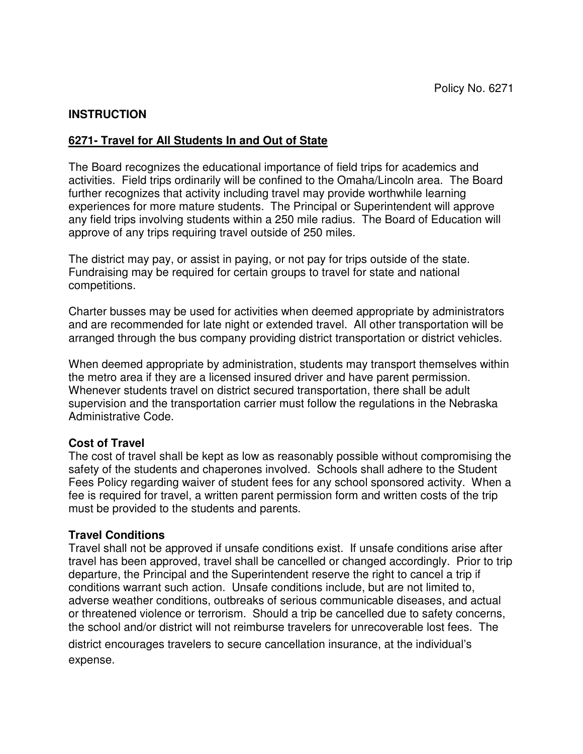Policy No. 6271

## INSTRUCTION

### 6271- Travel for All Students In and Out of State

The Board recognizes the educational importance of field trips for academics and activities. Field trips ordinarily will be confined to the Omaha/Lincoln area. The Board further recognizes that activity including travel may provide worthwhile learning experiences for more mature students. The Principal or Superintendent will approve any field trips involving students within a 250 mile radius. The Board of Education will approve of any trips requiring travel outside of 250 miles.

The district may pay, or assist in paying, or not pay for trips outside of the state. Fundraising may be required for certain groups to travel for state and national competitions.

Charter busses may be used for activities when deemed appropriate by administrators and are recommended for late night or extended travel. All other transportation will be arranged through the bus company providing district transportation or district vehicles.

When deemed appropriate by administration, students may transport themselves within the metro area if they are a licensed insured driver and have parent permission. Whenever students travel on district secured transportation, there shall be adult supervision and the transportation carrier must follow the regulations in the Nebraska Administrative Code.

**Cost of Travel**

The cost of travel shall be kept as low as reasonably possible without compromising the safety of the students and chaperones involved. Schools shall adhere to the Student Fees Policy regarding waiver of student fees for any school sponsored activity. When a fee is required for travel, a written parent permission form and written costs of the trip must be provided to the students and parents.

**Travel Conditions**

Travel shall not be approved if unsafe conditions exist. If unsafe conditions arise after travel has been approved, travel shall be cancelled or changed accordingly. Prior to trip departure, the Principal and the Superintendent reserve the right to cancel a trip if conditions warrant such action. Unsafe conditions include, but are not limited to, adverse weather conditions, outbreaks of serious communicable diseases, and actual or threatened violence or terrorism. Should a trip be cancelled due to safety concerns, the school and/or district will not reimburse travelers for unrecoverable lost fees. The district encourages travelers to secure cancellation insurance, at the individual's expense.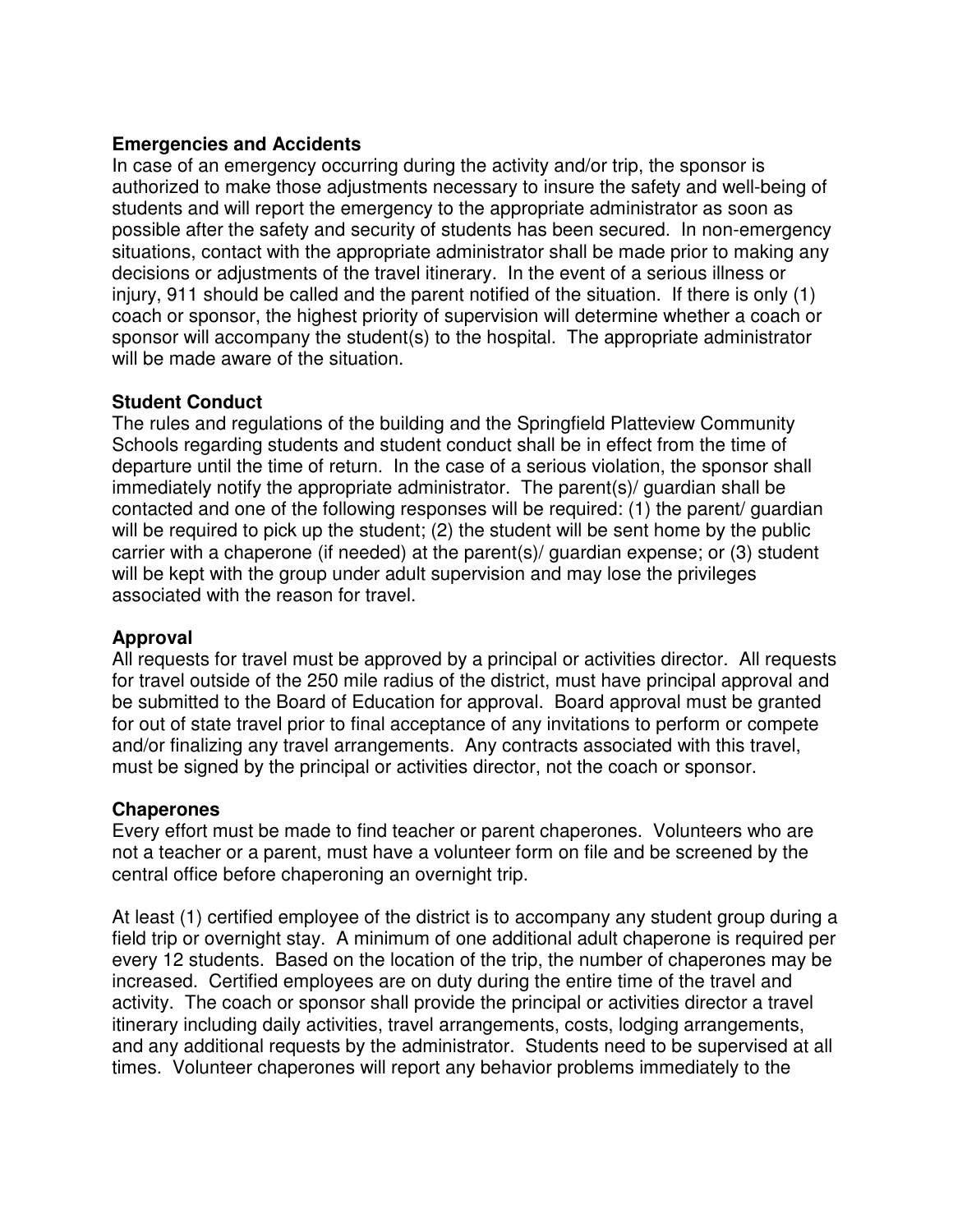**Emergencies and Accidents**
In case of an emergency occurring during the activity and/or trip, the sponsor is authorized to make those adjustments necessary to insure the safety and well-being of students and will report the emergency to the appropriate administrator as soon as possible after the safety and security of students has been secured. In non-emergency situations, contact with the appropriate administrator shall be made prior to making any decisions or adjustments of the travel itinerary. In the event of a serious illness or injury, 911 should be called and the parent notified of the situation. If there is only (1) coach or sponsor, the highest priority of supervision will determine whether a coach or sponsor will accompany the student(s) to the hospital. The appropriate administrator will be made aware of the situation.

**Student Conduct**
The rules and regulations of the building and the Springfield Platteview Community Schools regarding students and student conduct shall be in effect from the time of departure until the time of return. In the case of a serious violation, the sponsor shall immediately notify the appropriate administrator. The parent(s)/ guardian shall be contacted and one of the following responses will be required: (1) the parent/ guardian will be required to pick up the student; (2) the student will be sent home by the public carrier with a chaperone (if needed) at the parent(s)/ guardian expense; or (3) student will be kept with the group under adult supervision and may lose the privileges associated with the reason for travel.

**Approval**
All requests for travel must be approved by a principal or activities director. All requests for travel outside of the 250 mile radius of the district, must have principal approval and be submitted to the Board of Education for approval. Board approval must be granted for out of state travel prior to final acceptance of any invitations to perform or compete and/or finalizing any travel arrangements. Any contracts associated with this travel, must be signed by the principal or activities director, not the coach or sponsor.

**Chaperones**
Every effort must be made to find teacher or parent chaperones. Volunteers who are not a teacher or a parent, must have a volunteer form on file and be screened by the central office before chaperoning an overnight trip.

At least (1) certified employee of the district is to accompany any student group during a field trip or overnight stay. A minimum of one additional adult chaperone is required per every 12 students. Based on the location of the trip, the number of chaperones may be increased. Certified employees are on duty during the entire time of the travel and activity. The coach or sponsor shall provide the principal or activities director a travel itinerary including daily activities, travel arrangements, costs, lodging arrangements, and any additional requests by the administrator. Students need to be supervised at all times. Volunteer chaperones will report any behavior problems immediately to the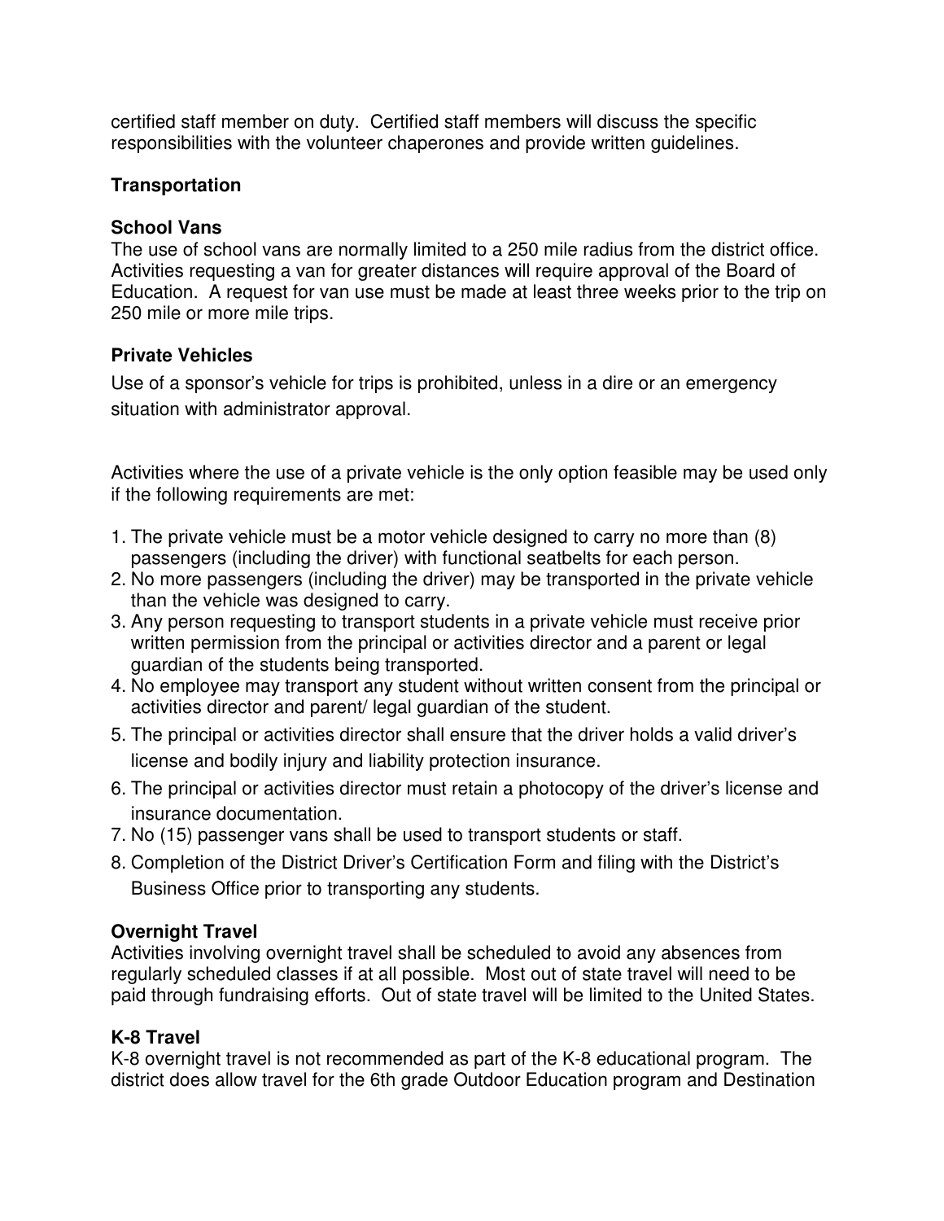certified staff member on duty. Certified staff members will discuss the specific responsibilities with the volunteer chaperones and provide written guidelines.

### Transportation

### School Vans

The use of school vans are normally limited to a 250 mile radius from the district office. Activities requesting a van for greater distances will require approval of the Board of Education. A request for van use must be made at least three weeks prior to the trip on 250 mile or more mile trips.

### Private Vehicles

Use of a sponsor's vehicle for trips is prohibited, unless in a dire or an emergency situation with administrator approval.

Activities where the use of a private vehicle is the only option feasible may be used only if the following requirements are met:

1. The private vehicle must be a motor vehicle designed to carry no more than (8) passengers (including the driver) with functional seatbelts for each person.
2. No more passengers (including the driver) may be transported in the private vehicle than the vehicle was designed to carry.
3. Any person requesting to transport students in a private vehicle must receive prior written permission from the principal or activities director and a parent or legal guardian of the students being transported.
4. No employee may transport any student without written consent from the principal or activities director and parent/ legal guardian of the student.
5. The principal or activities director shall ensure that the driver holds a valid driver's license and bodily injury and liability protection insurance.
6. The principal or activities director must retain a photocopy of the driver's license and insurance documentation.
7. No (15) passenger vans shall be used to transport students or staff.
8. Completion of the District Driver's Certification Form and filing with the District's Business Office prior to transporting any students.

### Overnight Travel

Activities involving overnight travel shall be scheduled to avoid any absences from regularly scheduled classes if at all possible. Most out of state travel will need to be paid through fundraising efforts. Out of state travel will be limited to the United States.

### K-8 Travel

K-8 overnight travel is not recommended as part of the K-8 educational program. The district does allow travel for the 6th grade Outdoor Education program and Destination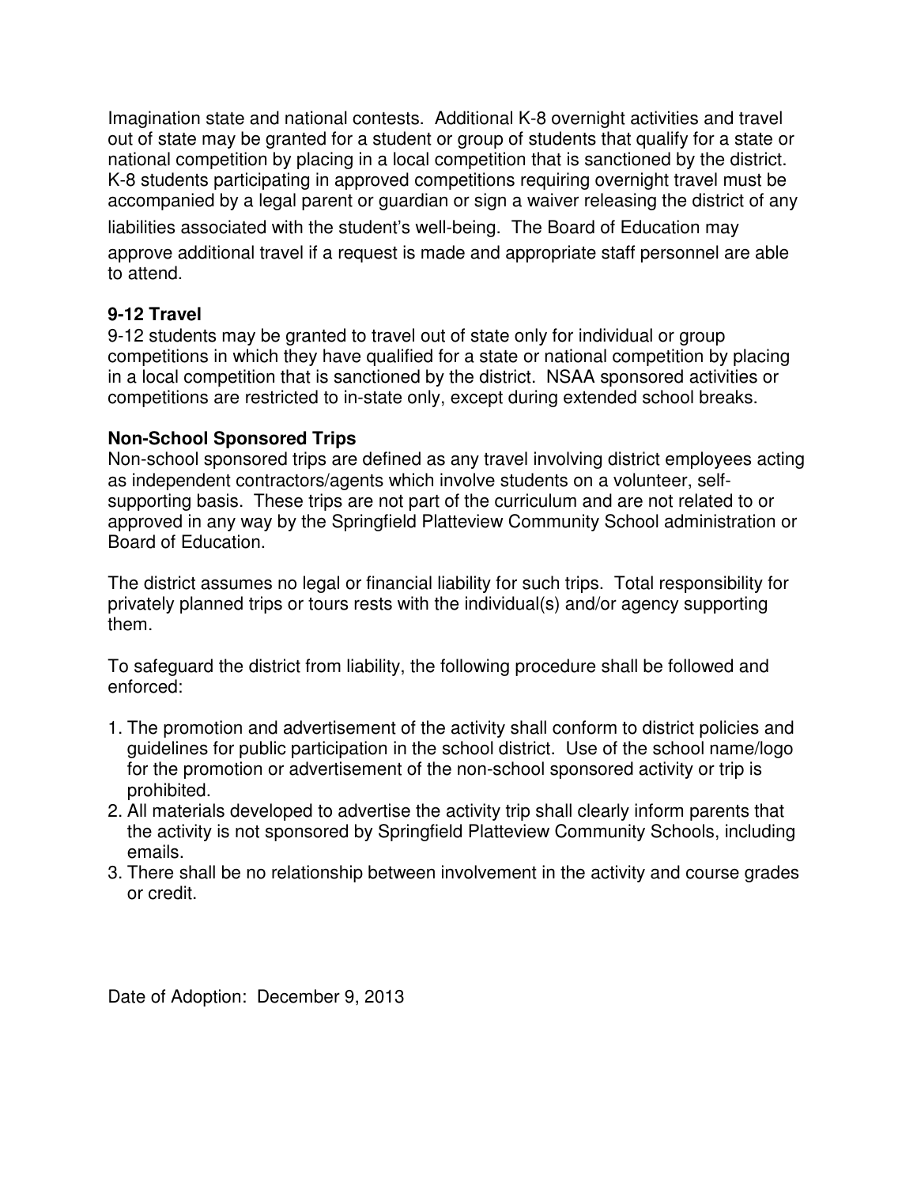Imagination state and national contests. Additional K-8 overnight activities and travel out of state may be granted for a student or group of students that qualify for a state or national competition by placing in a local competition that is sanctioned by the district. K-8 students participating in approved competitions requiring overnight travel must be accompanied by a legal parent or guardian or sign a waiver releasing the district of any liabilities associated with the student's well-being. The Board of Education may approve additional travel if a request is made and appropriate staff personnel are able to attend.

**9-12 Travel**
9-12 students may be granted to travel out of state only for individual or group competitions in which they have qualified for a state or national competition by placing in a local competition that is sanctioned by the district. NSAA sponsored activities or competitions are restricted to in-state only, except during extended school breaks.

**Non-School Sponsored Trips**
Non-school sponsored trips are defined as any travel involving district employees acting as independent contractors/agents which involve students on a volunteer, self-supporting basis. These trips are not part of the curriculum and are not related to or approved in any way by the Springfield Platteview Community School administration or Board of Education.

The district assumes no legal or financial liability for such trips. Total responsibility for privately planned trips or tours rests with the individual(s) and/or agency supporting them.

To safeguard the district from liability, the following procedure shall be followed and enforced:

1. The promotion and advertisement of the activity shall conform to district policies and guidelines for public participation in the school district. Use of the school name/logo for the promotion or advertisement of the non-school sponsored activity or trip is prohibited.
2. All materials developed to advertise the activity trip shall clearly inform parents that the activity is not sponsored by Springfield Platteview Community Schools, including emails.
3. There shall be no relationship between involvement in the activity and course grades or credit.

Date of Adoption: December 9, 2013